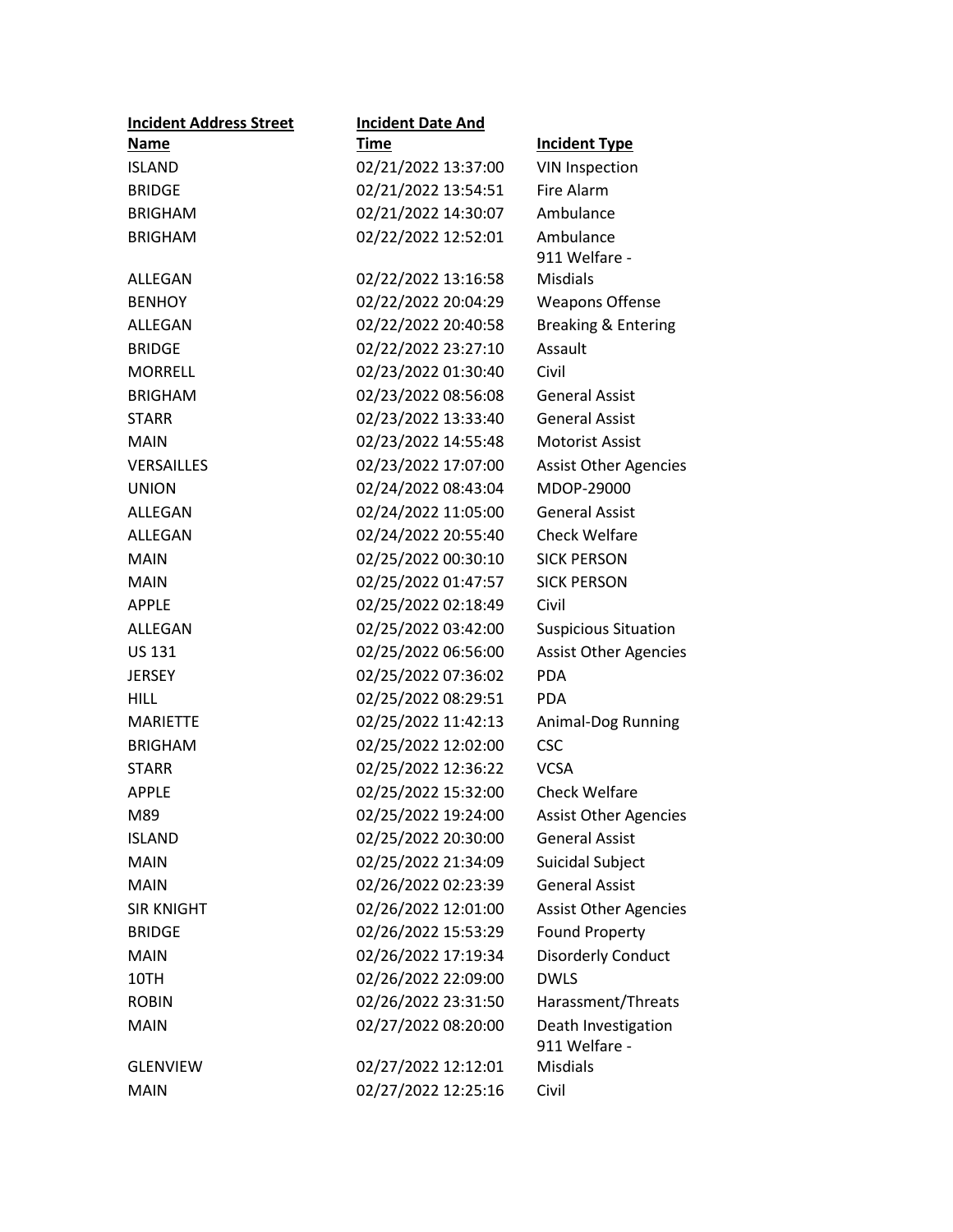| Incident Address Street Name | Incident Date And Time | Incident Type |
| --- | --- | --- |
| ISLAND | 02/21/2022 13:37:00 | VIN Inspection |
| BRIDGE | 02/21/2022 13:54:51 | Fire Alarm |
| BRIGHAM | 02/21/2022 14:30:07 | Ambulance |
| BRIGHAM | 02/22/2022 12:52:01 | Ambulance |
| ALLEGAN | 02/22/2022 13:16:58 | 911 Welfare - Misdials |
| BENHOY | 02/22/2022 20:04:29 | Weapons Offense |
| ALLEGAN | 02/22/2022 20:40:58 | Breaking & Entering |
| BRIDGE | 02/22/2022 23:27:10 | Assault |
| MORRELL | 02/23/2022 01:30:40 | Civil |
| BRIGHAM | 02/23/2022 08:56:08 | General Assist |
| STARR | 02/23/2022 13:33:40 | General Assist |
| MAIN | 02/23/2022 14:55:48 | Motorist Assist |
| VERSAILLES | 02/23/2022 17:07:00 | Assist Other Agencies |
| UNION | 02/24/2022 08:43:04 | MDOP-29000 |
| ALLEGAN | 02/24/2022 11:05:00 | General Assist |
| ALLEGAN | 02/24/2022 20:55:40 | Check Welfare |
| MAIN | 02/25/2022 00:30:10 | SICK PERSON |
| MAIN | 02/25/2022 01:47:57 | SICK PERSON |
| APPLE | 02/25/2022 02:18:49 | Civil |
| ALLEGAN | 02/25/2022 03:42:00 | Suspicious Situation |
| US 131 | 02/25/2022 06:56:00 | Assist Other Agencies |
| JERSEY | 02/25/2022 07:36:02 | PDA |
| HILL | 02/25/2022 08:29:51 | PDA |
| MARIETTE | 02/25/2022 11:42:13 | Animal-Dog Running |
| BRIGHAM | 02/25/2022 12:02:00 | CSC |
| STARR | 02/25/2022 12:36:22 | VCSA |
| APPLE | 02/25/2022 15:32:00 | Check Welfare |
| M89 | 02/25/2022 19:24:00 | Assist Other Agencies |
| ISLAND | 02/25/2022 20:30:00 | General Assist |
| MAIN | 02/25/2022 21:34:09 | Suicidal Subject |
| MAIN | 02/26/2022 02:23:39 | General Assist |
| SIR KNIGHT | 02/26/2022 12:01:00 | Assist Other Agencies |
| BRIDGE | 02/26/2022 15:53:29 | Found Property |
| MAIN | 02/26/2022 17:19:34 | Disorderly Conduct |
| 10TH | 02/26/2022 22:09:00 | DWLS |
| ROBIN | 02/26/2022 23:31:50 | Harassment/Threats |
| MAIN | 02/27/2022 08:20:00 | Death Investigation |
| GLENVIEW | 02/27/2022 12:12:01 | 911 Welfare - Misdials |
| MAIN | 02/27/2022 12:25:16 | Civil |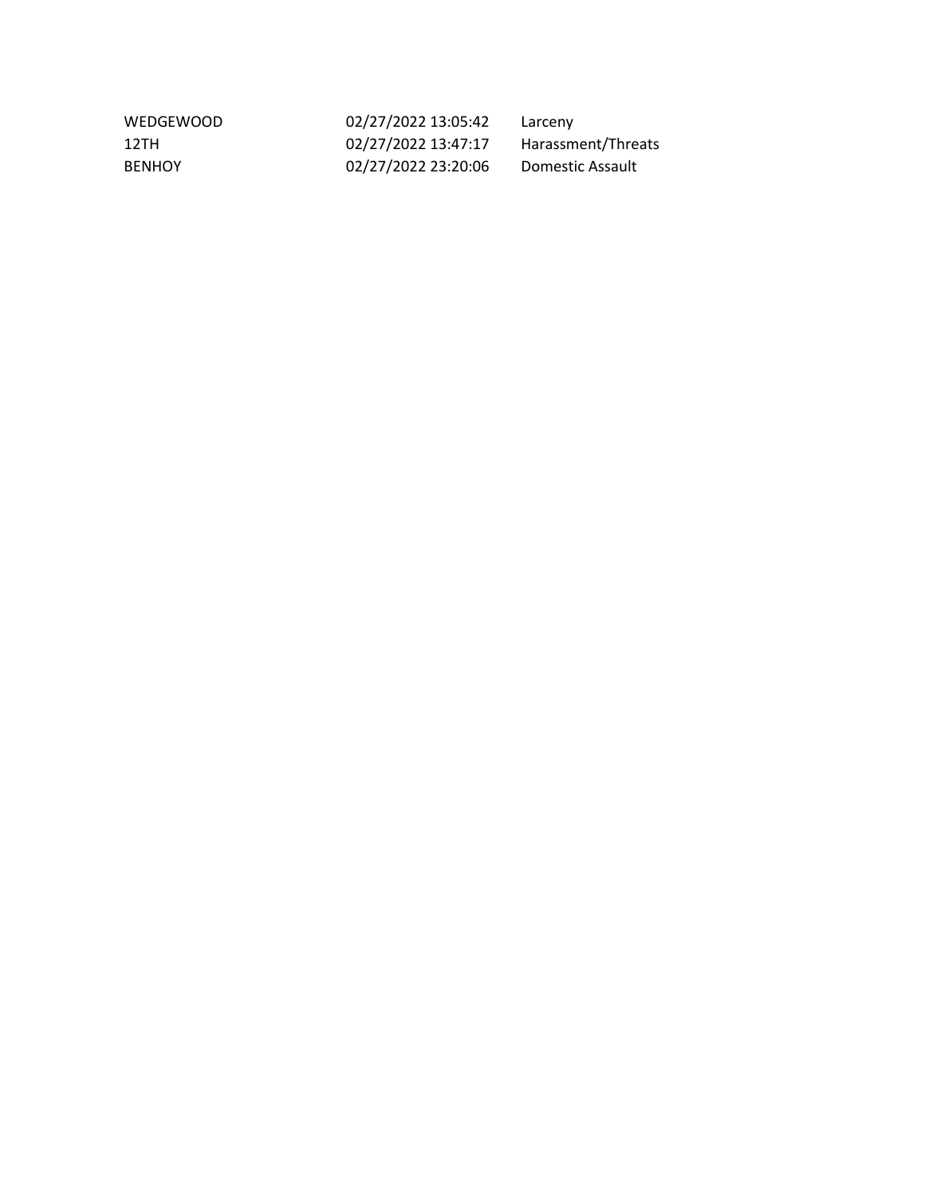| | | |
|---|---|---|
| WEDGEWOOD | 02/27/2022 13:05:42 | Larceny |
| 12TH | 02/27/2022 13:47:17 | Harassment/Threats |
| BENHOY | 02/27/2022 23:20:06 | Domestic Assault |